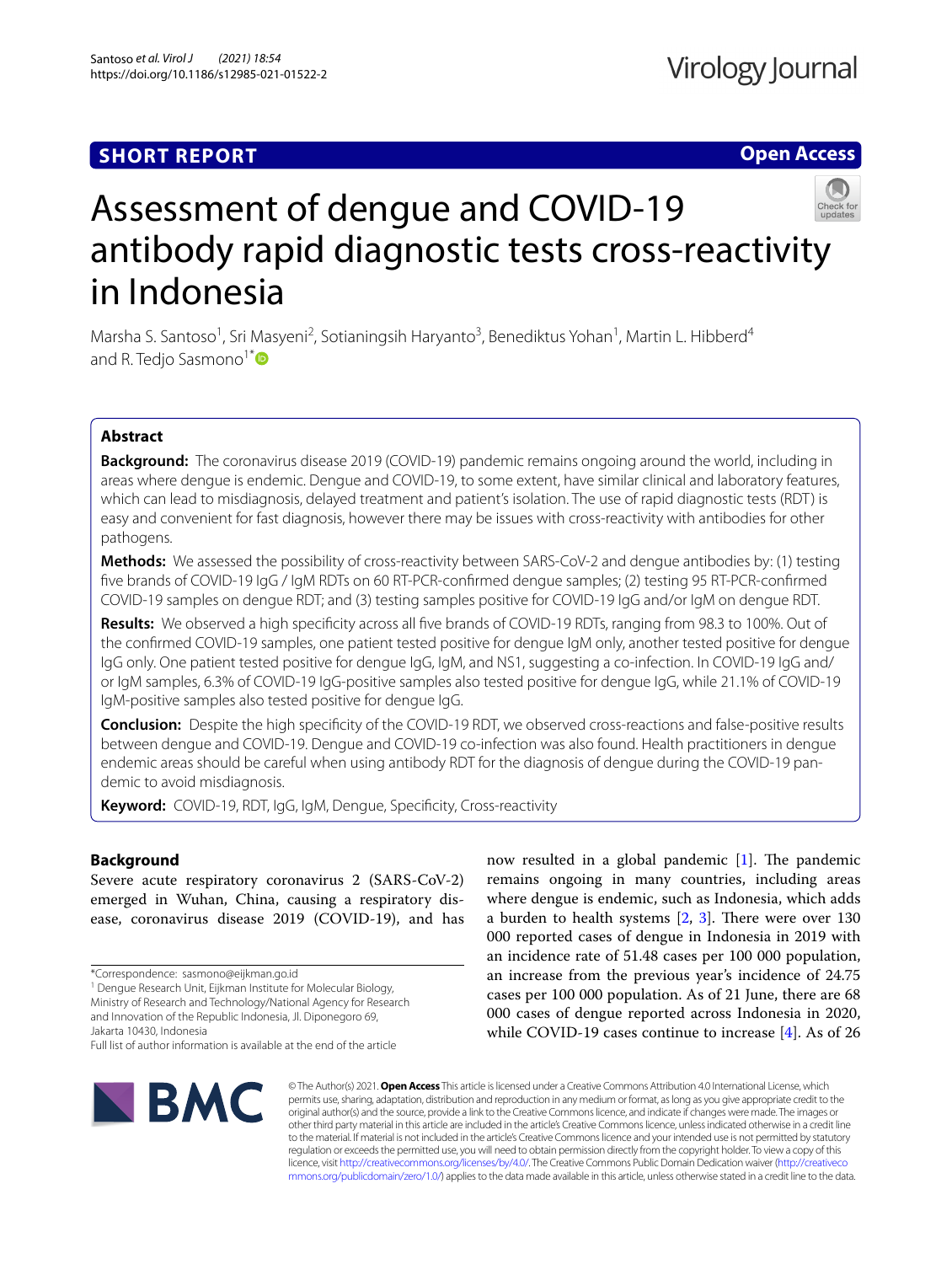SHORT REPORT

Open Access

# Assessment of dengue and COVID-19 antibody rapid diagnostic tests cross-reactivity in Indonesia

Marsha S. Santoso[1], Sri Masyeni[2], Sotianingsih Haryanto[3], Benediktus Yohan[1], Martin L. Hibberd[4] and R. Tedjo Sasmono[1*]

## Abstract

**Background:** The coronavirus disease 2019 (COVID-19) pandemic remains ongoing around the world, including in areas where dengue is endemic. Dengue and COVID-19, to some extent, have similar clinical and laboratory features, which can lead to misdiagnosis, delayed treatment and patient's isolation. The use of rapid diagnostic tests (RDT) is easy and convenient for fast diagnosis, however there may be issues with cross-reactivity with antibodies for other pathogens.

**Methods:** We assessed the possibility of cross-reactivity between SARS-CoV-2 and dengue antibodies by: (1) testing five brands of COVID-19 IgG / IgM RDTs on 60 RT-PCR-confirmed dengue samples; (2) testing 95 RT-PCR-confirmed COVID-19 samples on dengue RDT; and (3) testing samples positive for COVID-19 IgG and/or IgM on dengue RDT.

**Results:** We observed a high specificity across all five brands of COVID-19 RDTs, ranging from 98.3 to 100%. Out of the confirmed COVID-19 samples, one patient tested positive for dengue IgM only, another tested positive for dengue IgG only. One patient tested positive for dengue IgG, IgM, and NS1, suggesting a co-infection. In COVID-19 IgG and/or IgM samples, 6.3% of COVID-19 IgG-positive samples also tested positive for dengue IgG, while 21.1% of COVID-19 IgM-positive samples also tested positive for dengue IgG.

**Conclusion:** Despite the high specificity of the COVID-19 RDT, we observed cross-reactions and false-positive results between dengue and COVID-19. Dengue and COVID-19 co-infection was also found. Health practitioners in dengue endemic areas should be careful when using antibody RDT for the diagnosis of dengue during the COVID-19 pandemic to avoid misdiagnosis.

**Keyword:** COVID-19, RDT, IgG, IgM, Dengue, Specificity, Cross-reactivity

## Background

Severe acute respiratory coronavirus 2 (SARS-CoV-2) emerged in Wuhan, China, causing a respiratory disease, coronavirus disease 2019 (COVID-19), and has now resulted in a global pandemic [1]. The pandemic remains ongoing in many countries, including areas where dengue is endemic, such as Indonesia, which adds a burden to health systems [2, 3]. There were over 130 000 reported cases of dengue in Indonesia in 2019 with an incidence rate of 51.48 cases per 100 000 population, an increase from the previous year's incidence of 24.75 cases per 100 000 population. As of 21 June, there are 68 000 cases of dengue reported across Indonesia in 2020, while COVID-19 cases continue to increase [4]. As of 26

*Correspondence: sasmono@eijkman.go.id
[1] Dengue Research Unit, Eijkman Institute for Molecular Biology, Ministry of Research and Technology/National Agency for Research and Innovation of the Republic Indonesia, Jl. Diponegoro 69, Jakarta 10430, Indonesia
Full list of author information is available at the end of the article

© The Author(s) 2021. **Open Access** This article is licensed under a Creative Commons Attribution 4.0 International License, which permits use, sharing, adaptation, distribution and reproduction in any medium or format, as long as you give appropriate credit to the original author(s) and the source, provide a link to the Creative Commons licence, and indicate if changes were made. The images or other third party material in this article are included in the article's Creative Commons licence, unless indicated otherwise in a credit line to the material. If material is not included in the article's Creative Commons licence and your intended use is not permitted by statutory regulation or exceeds the permitted use, you will need to obtain permission directly from the copyright holder. To view a copy of this licence, visit http://creativecommons.org/licenses/by/4.0/. The Creative Commons Public Domain Dedication waiver (http://creativecommons.org/publicdomain/zero/1.0/) applies to the data made available in this article, unless otherwise stated in a credit line to the data.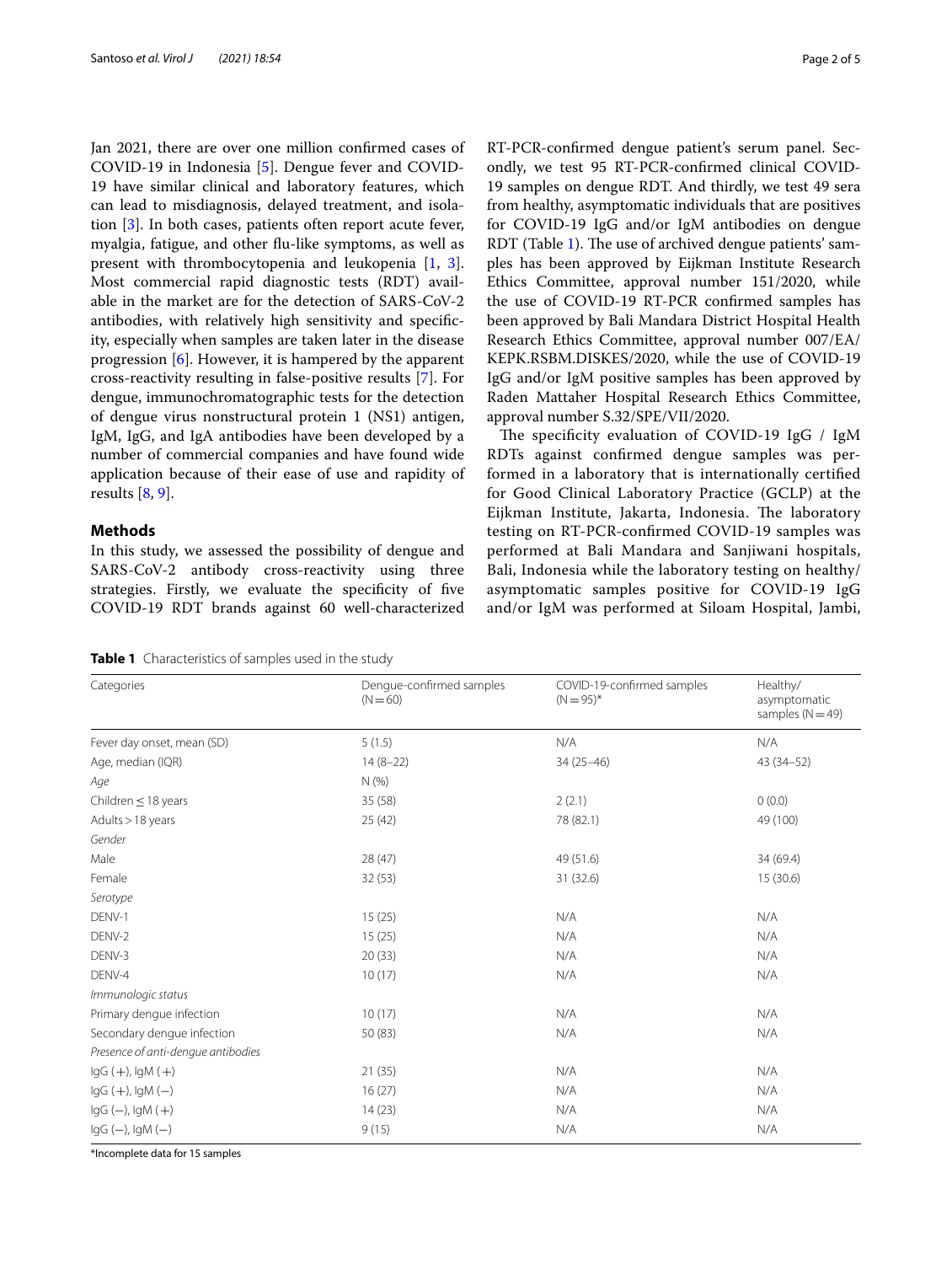Jan 2021, there are over one million confirmed cases of COVID-19 in Indonesia [5]. Dengue fever and COVID-19 have similar clinical and laboratory features, which can lead to misdiagnosis, delayed treatment, and isolation [3]. In both cases, patients often report acute fever, myalgia, fatigue, and other flu-like symptoms, as well as present with thrombocytopenia and leukopenia [1, 3]. Most commercial rapid diagnostic tests (RDT) available in the market are for the detection of SARS-CoV-2 antibodies, with relatively high sensitivity and specificity, especially when samples are taken later in the disease progression [6]. However, it is hampered by the apparent cross-reactivity resulting in false-positive results [7]. For dengue, immunochromatographic tests for the detection of dengue virus nonstructural protein 1 (NS1) antigen, IgM, IgG, and IgA antibodies have been developed by a number of commercial companies and have found wide application because of their ease of use and rapidity of results [8, 9].

## Methods

In this study, we assessed the possibility of dengue and SARS-CoV-2 antibody cross-reactivity using three strategies. Firstly, we evaluate the specificity of five COVID-19 RDT brands against 60 well-characterized RT-PCR-confirmed dengue patient's serum panel. Secondly, we test 95 RT-PCR-confirmed clinical COVID-19 samples on dengue RDT. And thirdly, we test 49 sera from healthy, asymptomatic individuals that are positives for COVID-19 IgG and/or IgM antibodies on dengue RDT (Table 1). The use of archived dengue patients' samples has been approved by Eijkman Institute Research Ethics Committee, approval number 151/2020, while the use of COVID-19 RT-PCR confirmed samples has been approved by Bali Mandara District Hospital Health Research Ethics Committee, approval number 007/EA/KEPK.RSBM.DISKES/2020, while the use of COVID-19 IgG and/or IgM positive samples has been approved by Raden Mattaher Hospital Research Ethics Committee, approval number S.32/SPE/VII/2020.

The specificity evaluation of COVID-19 IgG / IgM RDTs against confirmed dengue samples was performed in a laboratory that is internationally certified for Good Clinical Laboratory Practice (GCLP) at the Eijkman Institute, Jakarta, Indonesia. The laboratory testing on RT-PCR-confirmed COVID-19 samples was performed at Bali Mandara and Sanjiwani hospitals, Bali, Indonesia while the laboratory testing on healthy/asymptomatic samples positive for COVID-19 IgG and/or IgM was performed at Siloam Hospital, Jambi,

**Table 1** Characteristics of samples used in the study

| Categories | Dengue-confirmed samples (N = 60) | COVID-19-confirmed samples (N = 95)* | Healthy/ asymptomatic samples (N = 49) |
|---|---|---|---|
| Fever day onset, mean (SD) | 5 (1.5) | N/A | N/A |
| Age, median (IQR) | 14 (8–22) | 34 (25–46) | 43 (34–52) |
| *Age* | N (%) | | |
| Children ≤ 18 years | 35 (58) | 2 (2.1) | 0 (0.0) |
| Adults > 18 years | 25 (42) | 78 (82.1) | 49 (100) |
| *Gender* | | | |
| Male | 28 (47) | 49 (51.6) | 34 (69.4) |
| Female | 32 (53) | 31 (32.6) | 15 (30.6) |
| *Serotype* | | | |
| DENV-1 | 15 (25) | N/A | N/A |
| DENV-2 | 15 (25) | N/A | N/A |
| DENV-3 | 20 (33) | N/A | N/A |
| DENV-4 | 10 (17) | N/A | N/A |
| *Immunologic status* | | | |
| Primary dengue infection | 10 (17) | N/A | N/A |
| Secondary dengue infection | 50 (83) | N/A | N/A |
| *Presence of anti-dengue antibodies* | | | |
| IgG (+), IgM (+) | 21 (35) | N/A | N/A |
| IgG (+), IgM (−) | 16 (27) | N/A | N/A |
| IgG (−), IgM (+) | 14 (23) | N/A | N/A |
| IgG (−), IgM (−) | 9 (15) | N/A | N/A |

*Incomplete data for 15 samples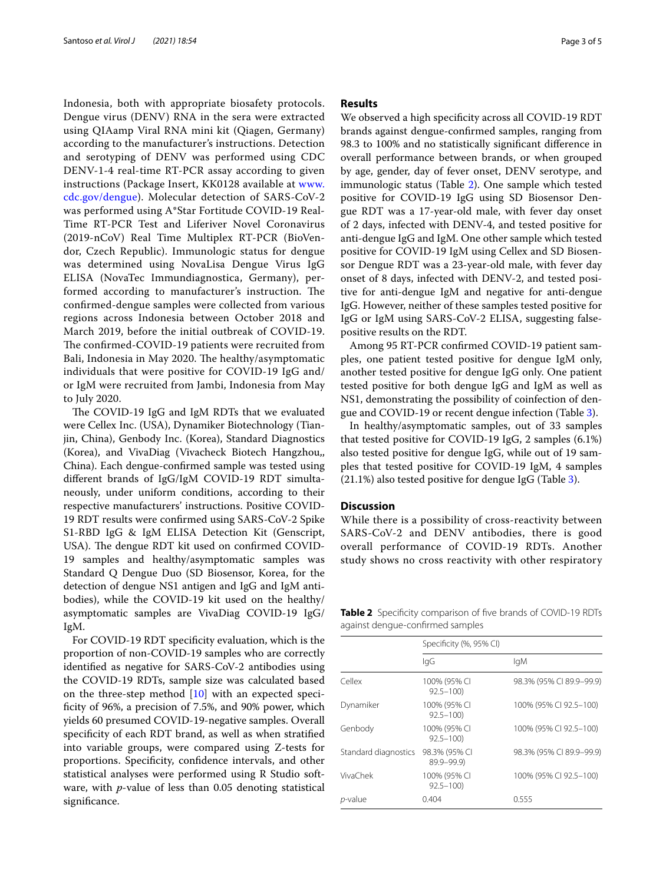Indonesia, both with appropriate biosafety protocols. Dengue virus (DENV) RNA in the sera were extracted using QIAamp Viral RNA mini kit (Qiagen, Germany) according to the manufacturer's instructions. Detection and serotyping of DENV was performed using CDC DENV-1-4 real-time RT-PCR assay according to given instructions (Package Insert, KK0128 available at www.cdc.gov/dengue). Molecular detection of SARS-CoV-2 was performed using A*Star Fortitude COVID-19 Real-Time RT-PCR Test and Liferiver Novel Coronavirus (2019-nCoV) Real Time Multiplex RT-PCR (BioVendor, Czech Republic). Immunologic status for dengue was determined using NovaLisa Dengue Virus IgG ELISA (NovaTec Immundiagnostica, Germany), performed according to manufacturer's instruction. The confirmed-dengue samples were collected from various regions across Indonesia between October 2018 and March 2019, before the initial outbreak of COVID-19. The confirmed-COVID-19 patients were recruited from Bali, Indonesia in May 2020. The healthy/asymptomatic individuals that were positive for COVID-19 IgG and/or IgM were recruited from Jambi, Indonesia from May to July 2020.

The COVID-19 IgG and IgM RDTs that we evaluated were Cellex Inc. (USA), Dynamiker Biotechnology (Tianjin, China), Genbody Inc. (Korea), Standard Diagnostics (Korea), and VivaDiag (Vivacheck Biotech Hangzhou,, China). Each dengue-confirmed sample was tested using different brands of IgG/IgM COVID-19 RDT simultaneously, under uniform conditions, according to their respective manufacturers' instructions. Positive COVID-19 RDT results were confirmed using SARS-CoV-2 Spike S1-RBD IgG & IgM ELISA Detection Kit (Genscript, USA). The dengue RDT kit used on confirmed COVID-19 samples and healthy/asymptomatic samples was Standard Q Dengue Duo (SD Biosensor, Korea, for the detection of dengue NS1 antigen and IgG and IgM antibodies), while the COVID-19 kit used on the healthy/asymptomatic samples are VivaDiag COVID-19 IgG/IgM.

For COVID-19 RDT specificity evaluation, which is the proportion of non-COVID-19 samples who are correctly identified as negative for SARS-CoV-2 antibodies using the COVID-19 RDTs, sample size was calculated based on the three-step method [10] with an expected specificity of 96%, a precision of 7.5%, and 90% power, which yields 60 presumed COVID-19-negative samples. Overall specificity of each RDT brand, as well as when stratified into variable groups, were compared using Z-tests for proportions. Specificity, confidence intervals, and other statistical analyses were performed using R Studio software, with *p*-value of less than 0.05 denoting statistical significance.

## Results

We observed a high specificity across all COVID-19 RDT brands against dengue-confirmed samples, ranging from 98.3 to 100% and no statistically significant difference in overall performance between brands, or when grouped by age, gender, day of fever onset, DENV serotype, and immunologic status (Table 2). One sample which tested positive for COVID-19 IgG using SD Biosensor Dengue RDT was a 17-year-old male, with fever day onset of 2 days, infected with DENV-4, and tested positive for anti-dengue IgG and IgM. One other sample which tested positive for COVID-19 IgM using Cellex and SD Biosensor Dengue RDT was a 23-year-old male, with fever day onset of 8 days, infected with DENV-2, and tested positive for anti-dengue IgM and negative for anti-dengue IgG. However, neither of these samples tested positive for IgG or IgM using SARS-CoV-2 ELISA, suggesting false-positive results on the RDT.

Among 95 RT-PCR confirmed COVID-19 patient samples, one patient tested positive for dengue IgM only, another tested positive for dengue IgG only. One patient tested positive for both dengue IgG and IgM as well as NS1, demonstrating the possibility of coinfection of dengue and COVID-19 or recent dengue infection (Table 3).

In healthy/asymptomatic samples, out of 33 samples that tested positive for COVID-19 IgG, 2 samples (6.1%) also tested positive for dengue IgG, while out of 19 samples that tested positive for COVID-19 IgM, 4 samples (21.1%) also tested positive for dengue IgG (Table 3).

## Discussion

While there is a possibility of cross-reactivity between SARS-CoV-2 and DENV antibodies, there is good overall performance of COVID-19 RDTs. Another study shows no cross reactivity with other respiratory

**Table 2** Specificity comparison of five brands of COVID-19 RDTs against dengue-confirmed samples

| | Specificity (%, 95% CI) | |
|---|---|---|
| | IgG | IgM |
| Cellex | 100% (95% CI 92.5–100) | 98.3% (95% CI 89.9–99.9) |
| Dynamiker | 100% (95% CI 92.5–100) | 100% (95% CI 92.5–100) |
| Genbody | 100% (95% CI 92.5–100) | 100% (95% CI 92.5–100) |
| Standard diagnostics | 98.3% (95% CI 89.9–99.9) | 98.3% (95% CI 89.9–99.9) |
| VivaChek | 100% (95% CI 92.5–100) | 100% (95% CI 92.5–100) |
| *p*-value | 0.404 | 0.555 |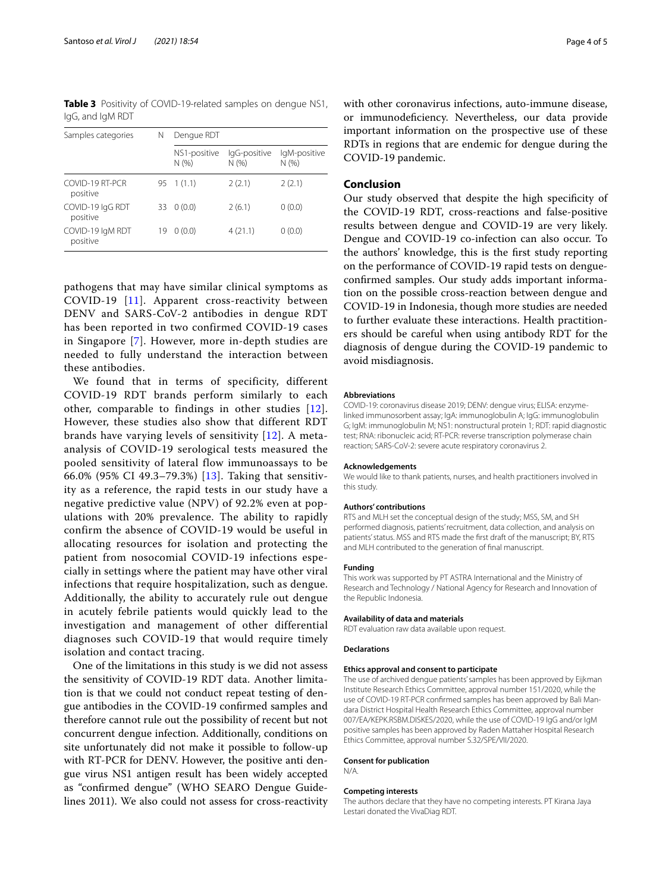**Table 3** Positivity of COVID-19-related samples on dengue NS1, IgG, and IgM RDT

| Samples categories | N | Dengue RDT | | |
|---|---|---|---|---|
| | | NS1-positive N (%) | IgG-positive N (%) | IgM-positive N (%) |
| COVID-19 RT-PCR positive | 95 | 1 (1.1) | 2 (2.1) | 2 (2.1) |
| COVID-19 IgG RDT positive | 33 | 0 (0.0) | 2 (6.1) | 0 (0.0) |
| COVID-19 IgM RDT positive | 19 | 0 (0.0) | 4 (21.1) | 0 (0.0) |

pathogens that may have similar clinical symptoms as COVID-19 [11]. Apparent cross-reactivity between DENV and SARS-CoV-2 antibodies in dengue RDT has been reported in two confirmed COVID-19 cases in Singapore [7]. However, more in-depth studies are needed to fully understand the interaction between these antibodies.

We found that in terms of specificity, different COVID-19 RDT brands perform similarly to each other, comparable to findings in other studies [12]. However, these studies also show that different RDT brands have varying levels of sensitivity [12]. A meta-analysis of COVID-19 serological tests measured the pooled sensitivity of lateral flow immunoassays to be 66.0% (95% CI 49.3–79.3%) [13]. Taking that sensitivity as a reference, the rapid tests in our study have a negative predictive value (NPV) of 92.2% even at populations with 20% prevalence. The ability to rapidly confirm the absence of COVID-19 would be useful in allocating resources for isolation and protecting the patient from nosocomial COVID-19 infections especially in settings where the patient may have other viral infections that require hospitalization, such as dengue. Additionally, the ability to accurately rule out dengue in acutely febrile patients would quickly lead to the investigation and management of other differential diagnoses such COVID-19 that would require timely isolation and contact tracing.

One of the limitations in this study is we did not assess the sensitivity of COVID-19 RDT data. Another limitation is that we could not conduct repeat testing of dengue antibodies in the COVID-19 confirmed samples and therefore cannot rule out the possibility of recent but not concurrent dengue infection. Additionally, conditions on site unfortunately did not make it possible to follow-up with RT-PCR for DENV. However, the positive anti dengue virus NS1 antigen result has been widely accepted as "confirmed dengue" (WHO SEARO Dengue Guidelines 2011). We also could not assess for cross-reactivity with other coronavirus infections, auto-immune disease, or immunodeficiency. Nevertheless, our data provide important information on the prospective use of these RDTs in regions that are endemic for dengue during the COVID-19 pandemic.

## Conclusion

Our study observed that despite the high specificity of the COVID-19 RDT, cross-reactions and false-positive results between dengue and COVID-19 are very likely. Dengue and COVID-19 co-infection can also occur. To the authors' knowledge, this is the first study reporting on the performance of COVID-19 rapid tests on dengue-confirmed samples. Our study adds important information on the possible cross-reaction between dengue and COVID-19 in Indonesia, though more studies are needed to further evaluate these interactions. Health practitioners should be careful when using antibody RDT for the diagnosis of dengue during the COVID-19 pandemic to avoid misdiagnosis.

#### Abbreviations

COVID-19: coronavirus disease 2019; DENV: dengue virus; ELISA: enzyme-linked immunosorbent assay; IgA: immunoglobulin A; IgG: immunoglobulin G; IgM: immunoglobulin M; NS1: nonstructural protein 1; RDT: rapid diagnostic test; RNA: ribonucleic acid; RT-PCR: reverse transcription polymerase chain reaction; SARS-CoV-2: severe acute respiratory coronavirus 2.

#### Acknowledgements

We would like to thank patients, nurses, and health practitioners involved in this study.

#### Authors' contributions

RTS and MLH set the conceptual design of the study; MSS, SM, and SH performed diagnosis, patients' recruitment, data collection, and analysis on patients' status. MSS and RTS made the first draft of the manuscript; BY, RTS and MLH contributed to the generation of final manuscript.

#### Funding

This work was supported by PT ASTRA International and the Ministry of Research and Technology / National Agency for Research and Innovation of the Republic Indonesia.

#### Availability of data and materials

RDT evaluation raw data available upon request.

#### Declarations

#### Ethics approval and consent to participate

The use of archived dengue patients' samples has been approved by Eijkman Institute Research Ethics Committee, approval number 151/2020, while the use of COVID-19 RT-PCR confirmed samples has been approved by Bali Mandara District Hospital Health Research Ethics Committee, approval number 007/EA/KEPK.RSBM.DISKES/2020, while the use of COVID-19 IgG and/or IgM positive samples has been approved by Raden Mattaher Hospital Research Ethics Committee, approval number S.32/SPE/VII/2020.

#### Consent for publication

N/A.

#### Competing interests

The authors declare that they have no competing interests. PT Kirana Jaya Lestari donated the VivaDiag RDT.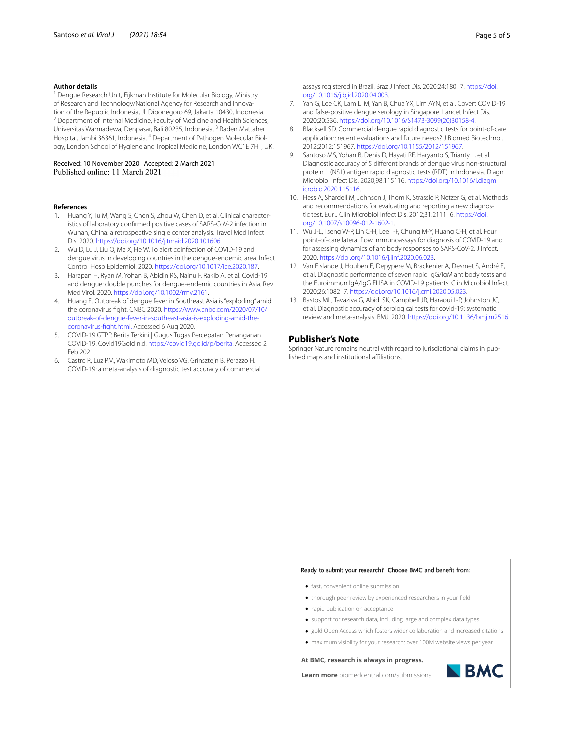### Author details

[1] Dengue Research Unit, Eijkman Institute for Molecular Biology, Ministry of Research and Technology/National Agency for Research and Innovation of the Republic Indonesia, Jl. Diponegoro 69, Jakarta 10430, Indonesia. [2] Department of Internal Medicine, Faculty of Medicine and Health Sciences, Universitas Warmadewa, Denpasar, Bali 80235, Indonesia. [3] Raden Mattaher Hospital, Jambi 36361, Indonesia. [4] Department of Pathogen Molecular Biology, London School of Hygiene and Tropical Medicine, London WC1E 7HT, UK.

Received: 10 November 2020 Accepted: 2 March 2021
Published online: 11 March 2021

### References

1. Huang Y, Tu M, Wang S, Chen S, Zhou W, Chen D, et al. Clinical characteristics of laboratory confirmed positive cases of SARS-CoV-2 infection in Wuhan, China: a retrospective single center analysis. Travel Med Infect Dis. 2020. https://doi.org/10.1016/j.tmaid.2020.101606.
2. Wu D, Lu J, Liu Q, Ma X, He W. To alert coinfection of COVID-19 and dengue virus in developing countries in the dengue-endemic area. Infect Control Hosp Epidemiol. 2020. https://doi.org/10.1017/ice.2020.187.
3. Harapan H, Ryan M, Yohan B, Abidin RS, Nainu F, Rakib A, et al. Covid-19 and dengue: double punches for dengue-endemic countries in Asia. Rev Med Virol. 2020. https://doi.org/10.1002/rmv.2161.
4. Huang E. Outbreak of dengue fever in Southeast Asia is "exploding" amid the coronavirus fight. CNBC 2020. https://www.cnbc.com/2020/07/10/outbreak-of-dengue-fever-in-southeast-asia-is-exploding-amid-the-coronavirus-fight.html. Accessed 6 Aug 2020.
5. COVID-19 GTPP. Berita Terkini | Gugus Tugas Percepatan Penanganan COVID-19. Covid19Gold n.d. https://covid19.go.id/p/berita. Accessed 2 Feb 2021.
6. Castro R, Luz PM, Wakimoto MD, Veloso VG, Grinsztejn B, Perazzo H. COVID-19: a meta-analysis of diagnostic test accuracy of commercial assays registered in Brazil. Braz J Infect Dis. 2020;24:180–7. https://doi.org/10.1016/j.bjid.2020.04.003.
7. Yan G, Lee CK, Lam LTM, Yan B, Chua YX, Lim AYN, et al. Covert COVID-19 and false-positive dengue serology in Singapore. Lancet Infect Dis. 2020;20:536. https://doi.org/10.1016/S1473-3099(20)30158-4.
8. Blacksell SD. Commercial dengue rapid diagnostic tests for point-of-care application: recent evaluations and future needs? J Biomed Biotechnol. 2012;2012:151967. https://doi.org/10.1155/2012/151967.
9. Santoso MS, Yohan B, Denis D, Hayati RF, Haryanto S, Trianty L, et al. Diagnostic accuracy of 5 different brands of dengue virus non-structural protein 1 (NS1) antigen rapid diagnostic tests (RDT) in Indonesia. Diagn Microbiol Infect Dis. 2020;98:115116. https://doi.org/10.1016/j.diagmicrobio.2020.115116.
10. Hess A, Shardell M, Johnson J, Thom K, Strassle P, Netzer G, et al. Methods and recommendations for evaluating and reporting a new diagnostic test. Eur J Clin Microbiol Infect Dis. 2012;31:2111–6. https://doi.org/10.1007/s10096-012-1602-1.
11. Wu J-L, Tseng W-P, Lin C-H, Lee T-F, Chung M-Y, Huang C-H, et al. Four point-of-care lateral flow immunoassays for diagnosis of COVID-19 and for assessing dynamics of antibody responses to SARS-CoV-2. J Infect. 2020. https://doi.org/10.1016/j.jinf.2020.06.023.
12. Van Elslande J, Houben E, Depypere M, Brackenier A, Desmet S, André E, et al. Diagnostic performance of seven rapid IgG/IgM antibody tests and the Euroimmun IgA/IgG ELISA in COVID-19 patients. Clin Microbiol Infect. 2020;26:1082–7. https://doi.org/10.1016/j.cmi.2020.05.023.
13. Bastos ML, Tavaziva G, Abidi SK, Campbell JR, Haraoui L-P, Johnston JC, et al. Diagnostic accuracy of serological tests for covid-19: systematic review and meta-analysis. BMJ. 2020. https://doi.org/10.1136/bmj.m2516.

## Publisher's Note

Springer Nature remains neutral with regard to jurisdictional claims in published maps and institutional affiliations.

Ready to submit your research? Choose BMC and benefit from:

- fast, convenient online submission
- thorough peer review by experienced researchers in your field
- rapid publication on acceptance
- support for research data, including large and complex data types
- gold Open Access which fosters wider collaboration and increased citations
- maximum visibility for your research: over 100M website views per year

**At BMC, research is always in progress.**

**Learn more** biomedcentral.com/submissions

BMC